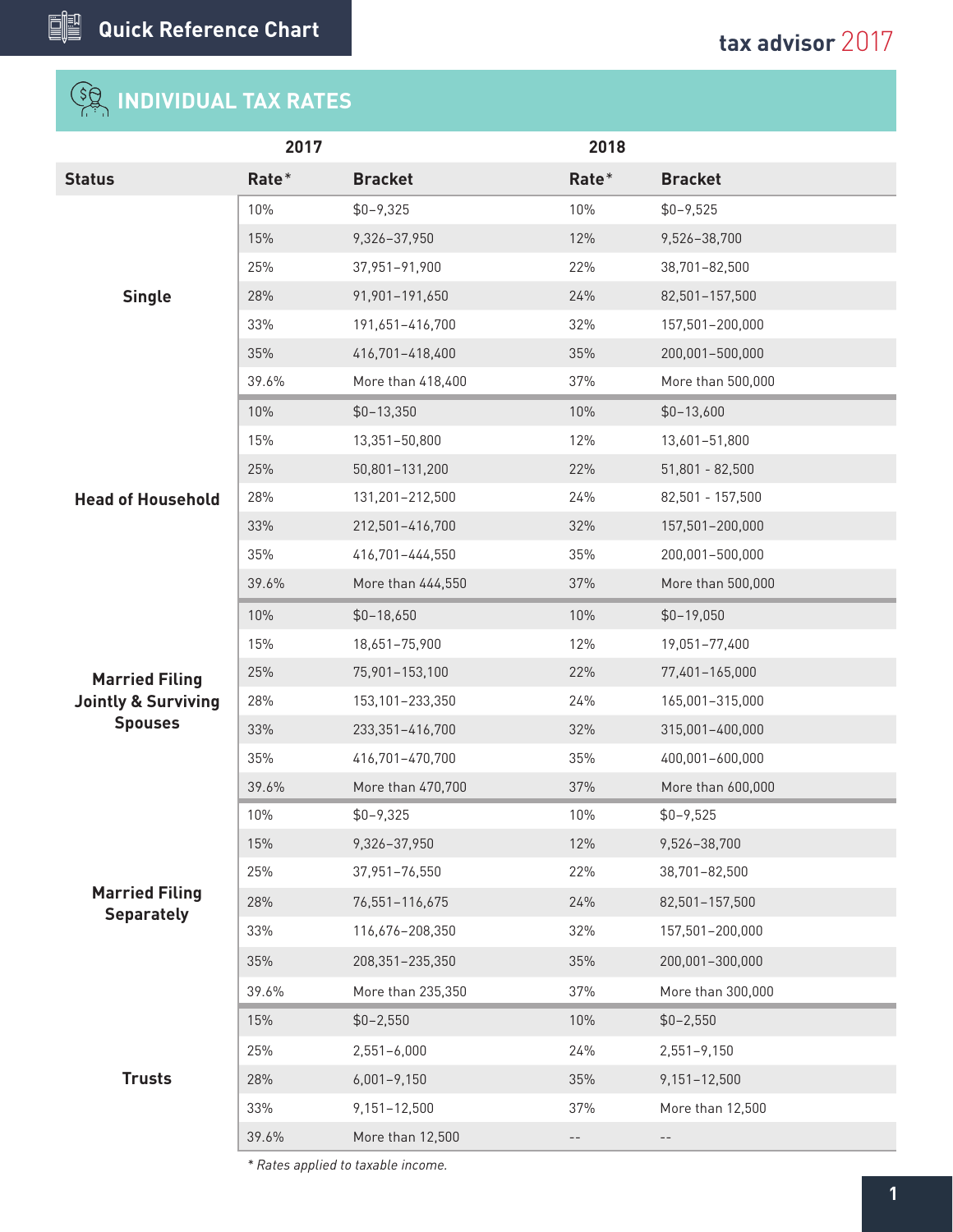## Quick Reference Chart

# INDIVIDUAL TAX RATES

| | 2017 | | 2018 | |
|---|---|---|---|---|
| **Status** | **Rate*** | **Bracket** | **Rate*** | **Bracket** |
| **Single** | 10% | $0–9,325 | 10% | $0–9,525 |
| | 15% | 9,326–37,950 | 12% | 9,526–38,700 |
| | 25% | 37,951–91,900 | 22% | 38,701–82,500 |
| | 28% | 91,901–191,650 | 24% | 82,501–157,500 |
| | 33% | 191,651–416,700 | 32% | 157,501–200,000 |
| | 35% | 416,701–418,400 | 35% | 200,001–500,000 |
| | 39.6% | More than 418,400 | 37% | More than 500,000 |
| **Head of Household** | 10% | $0–13,350 | 10% | $0–13,600 |
| | 15% | 13,351–50,800 | 12% | 13,601–51,800 |
| | 25% | 50,801–131,200 | 22% | 51,801 - 82,500 |
| | 28% | 131,201–212,500 | 24% | 82,501 - 157,500 |
| | 33% | 212,501–416,700 | 32% | 157,501–200,000 |
| | 35% | 416,701–444,550 | 35% | 200,001–500,000 |
| | 39.6% | More than 444,550 | 37% | More than 500,000 |
| **Married Filing Jointly & Surviving Spouses** | 10% | $0–18,650 | 10% | $0–19,050 |
| | 15% | 18,651–75,900 | 12% | 19,051–77,400 |
| | 25% | 75,901–153,100 | 22% | 77,401–165,000 |
| | 28% | 153,101–233,350 | 24% | 165,001–315,000 |
| | 33% | 233,351–416,700 | 32% | 315,001–400,000 |
| | 35% | 416,701–470,700 | 35% | 400,001–600,000 |
| | 39.6% | More than 470,700 | 37% | More than 600,000 |
| **Married Filing Separately** | 10% | $0–9,325 | 10% | $0–9,525 |
| | 15% | 9,326–37,950 | 12% | 9,526–38,700 |
| | 25% | 37,951–76,550 | 22% | 38,701–82,500 |
| | 28% | 76,551–116,675 | 24% | 82,501–157,500 |
| | 33% | 116,676–208,350 | 32% | 157,501–200,000 |
| | 35% | 208,351–235,350 | 35% | 200,001–300,000 |
| | 39.6% | More than 235,350 | 37% | More than 300,000 |
| **Trusts** | 15% | $0–2,550 | 10% | $0–2,550 |
| | 25% | 2,551–6,000 | 24% | 2,551–9,150 |
| | 28% | 6,001–9,150 | 35% | 9,151–12,500 |
| | 33% | 9,151–12,500 | 37% | More than 12,500 |
| | 39.6% | More than 12,500 | -- | -- |

*\* Rates applied to taxable income.*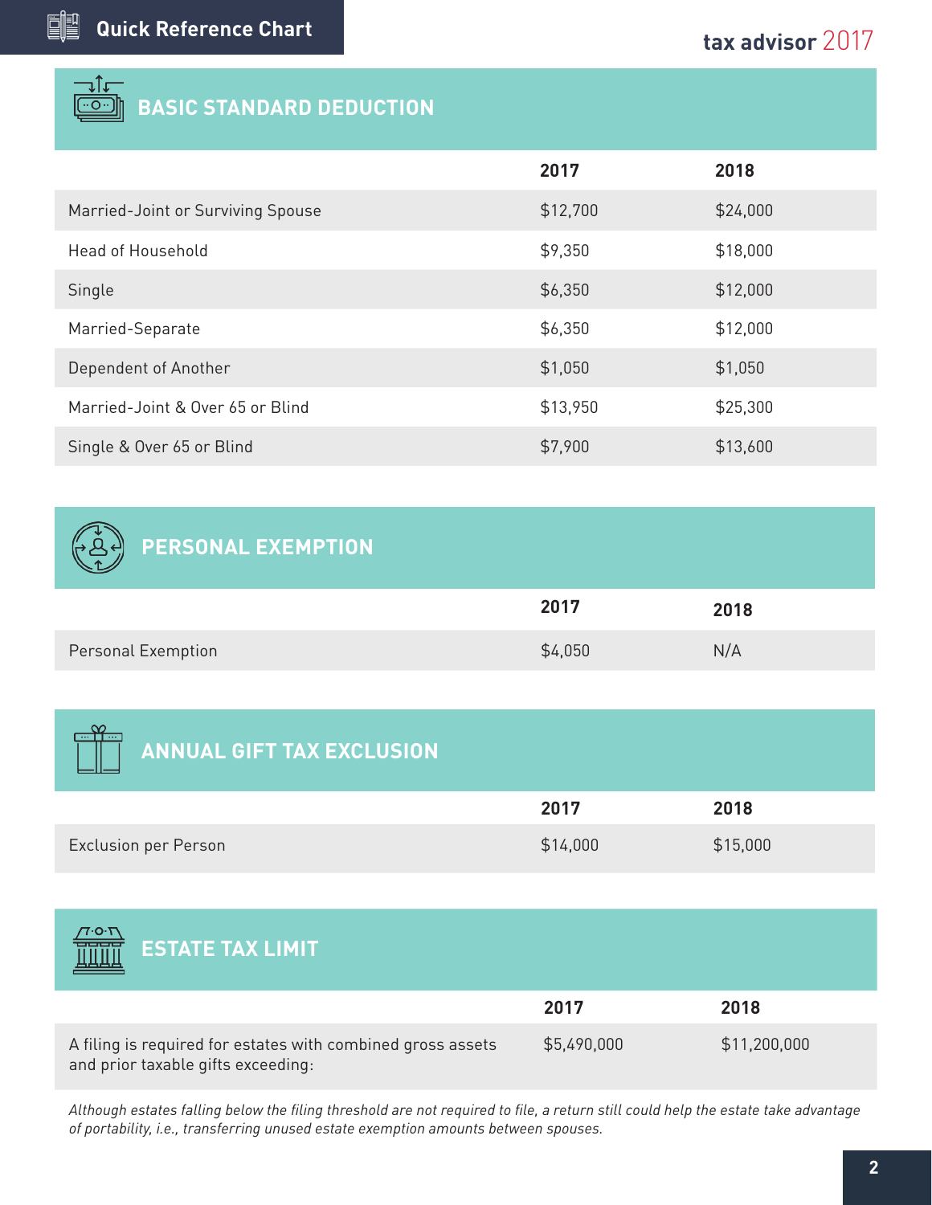## BASIC STANDARD DEDUCTION

| | 2017 | 2018 |
|---|---|---|
| Married-Joint or Surviving Spouse | $12,700 | $24,000 |
| Head of Household | $9,350 | $18,000 |
| Single | $6,350 | $12,000 |
| Married-Separate | $6,350 | $12,000 |
| Dependent of Another | $1,050 | $1,050 |
| Married-Joint & Over 65 or Blind | $13,950 | $25,300 |
| Single & Over 65 or Blind | $7,900 | $13,600 |

## PERSONAL EXEMPTION

| | 2017 | 2018 |
|---|---|---|
| Personal Exemption | $4,050 | N/A |

## ANNUAL GIFT TAX EXCLUSION

| | 2017 | 2018 |
|---|---|---|
| Exclusion per Person | $14,000 | $15,000 |

## ESTATE TAX LIMIT

| | 2017 | 2018 |
|---|---|---|
| A filing is required for estates with combined gross assets and prior taxable gifts exceeding: | $5,490,000 | $11,200,000 |

*Although estates falling below the filing threshold are not required to file, a return still could help the estate take advantage of portability, i.e., transferring unused estate exemption amounts between spouses.*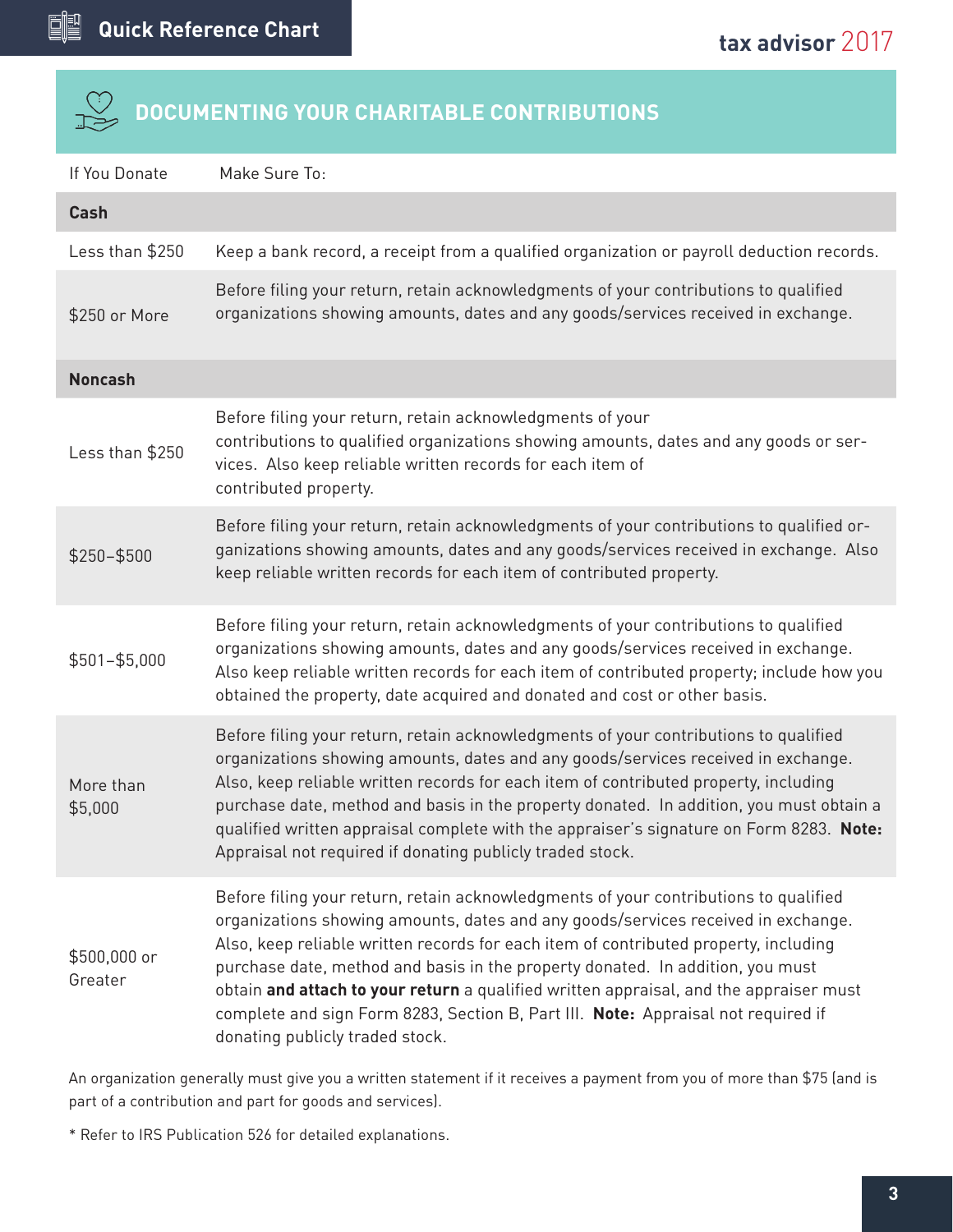## DOCUMENTING YOUR CHARITABLE CONTRIBUTIONS

| If You Donate | Make Sure To: |
|---|---|
| **Cash** | |
| Less than $250 | Keep a bank record, a receipt from a qualified organization or payroll deduction records. |
| $250 or More | Before filing your return, retain acknowledgments of your contributions to qualified organizations showing amounts, dates and any goods/services received in exchange. |
| **Noncash** | |
| Less than $250 | Before filing your return, retain acknowledgments of your contributions to qualified organizations showing amounts, dates and any goods or services. Also keep reliable written records for each item of contributed property. |
| $250–$500 | Before filing your return, retain acknowledgments of your contributions to qualified organizations showing amounts, dates and any goods/services received in exchange. Also keep reliable written records for each item of contributed property. |
| $501–$5,000 | Before filing your return, retain acknowledgments of your contributions to qualified organizations showing amounts, dates and any goods/services received in exchange. Also keep reliable written records for each item of contributed property; include how you obtained the property, date acquired and donated and cost or other basis. |
| More than $5,000 | Before filing your return, retain acknowledgments of your contributions to qualified organizations showing amounts, dates and any goods/services received in exchange. Also, keep reliable written records for each item of contributed property, including purchase date, method and basis in the property donated. In addition, you must obtain a qualified written appraisal complete with the appraiser's signature on Form 8283. **Note:** Appraisal not required if donating publicly traded stock. |
| $500,000 or Greater | Before filing your return, retain acknowledgments of your contributions to qualified organizations showing amounts, dates and any goods/services received in exchange. Also, keep reliable written records for each item of contributed property, including purchase date, method and basis in the property donated. In addition, you must obtain **and attach to your return** a qualified written appraisal, and the appraiser must complete and sign Form 8283, Section B, Part III. **Note:** Appraisal not required if donating publicly traded stock. |

An organization generally must give you a written statement if it receives a payment from you of more than $75 (and is part of a contribution and part for goods and services).

\* Refer to IRS Publication 526 for detailed explanations.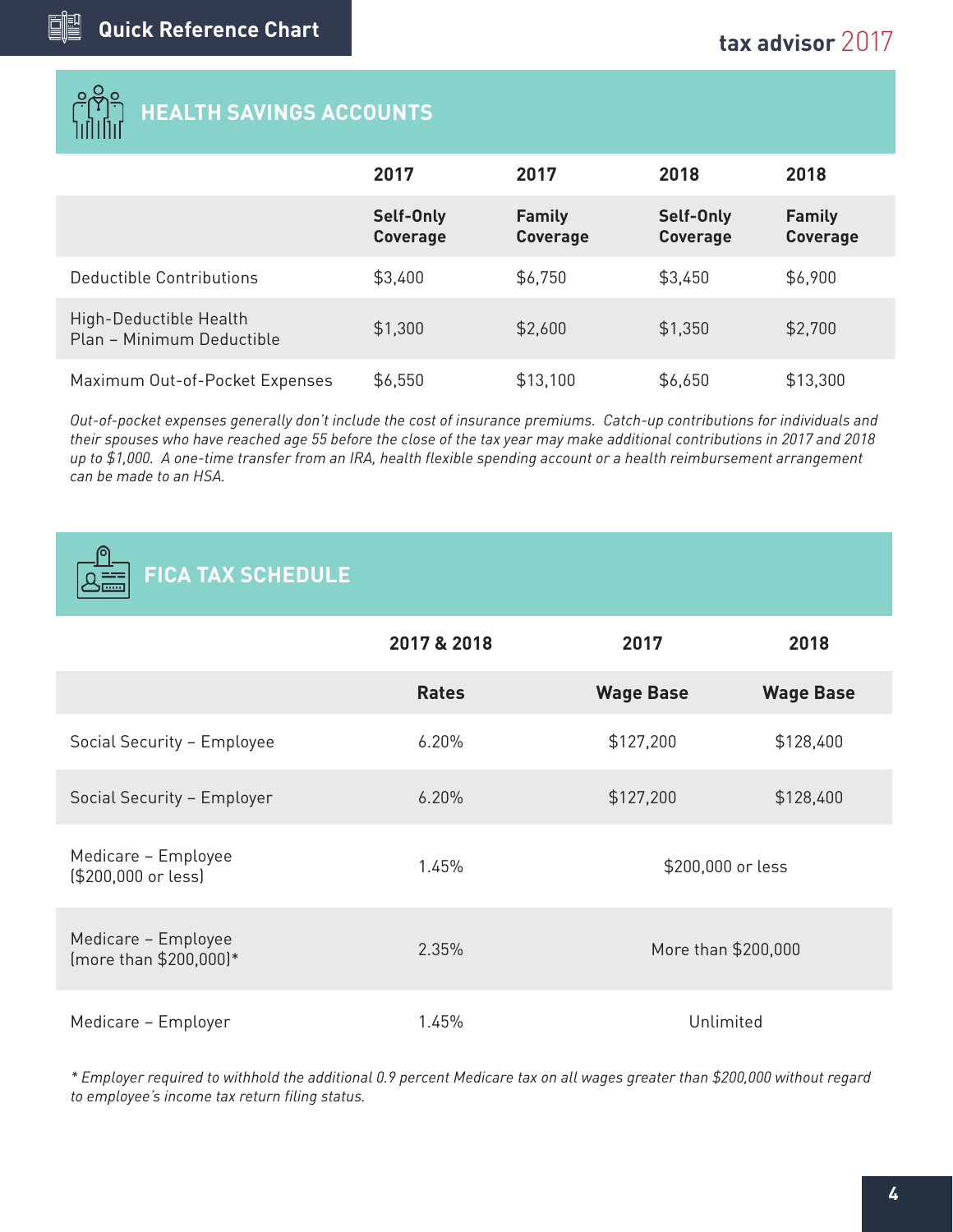## HEALTH SAVINGS ACCOUNTS

| | 2017 | 2017 | 2018 | 2018 |
|---|---|---|---|---|
| | **Self-Only Coverage** | **Family Coverage** | **Self-Only Coverage** | **Family Coverage** |
| Deductible Contributions | $3,400 | $6,750 | $3,450 | $6,900 |
| High-Deductible Health Plan – Minimum Deductible | $1,300 | $2,600 | $1,350 | $2,700 |
| Maximum Out-of-Pocket Expenses | $6,550 | $13,100 | $6,650 | $13,300 |

*Out-of-pocket expenses generally don't include the cost of insurance premiums. Catch-up contributions for individuals and their spouses who have reached age 55 before the close of the tax year may make additional contributions in 2017 and 2018 up to $1,000. A one-time transfer from an IRA, health flexible spending account or a health reimbursement arrangement can be made to an HSA.*

## FICA TAX SCHEDULE

| | 2017 & 2018 | 2017 | 2018 |
|---|---|---|---|
| | **Rates** | **Wage Base** | **Wage Base** |
| Social Security – Employee | 6.20% | $127,200 | $128,400 |
| Social Security – Employer | 6.20% | $127,200 | $128,400 |
| Medicare – Employee ($200,000 or less) | 1.45% | $200,000 or less | |
| Medicare – Employee (more than $200,000)* | 2.35% | More than $200,000 | |
| Medicare – Employer | 1.45% | Unlimited | |

*\* Employer required to withhold the additional 0.9 percent Medicare tax on all wages greater than $200,000 without regard to employee's income tax return filing status.*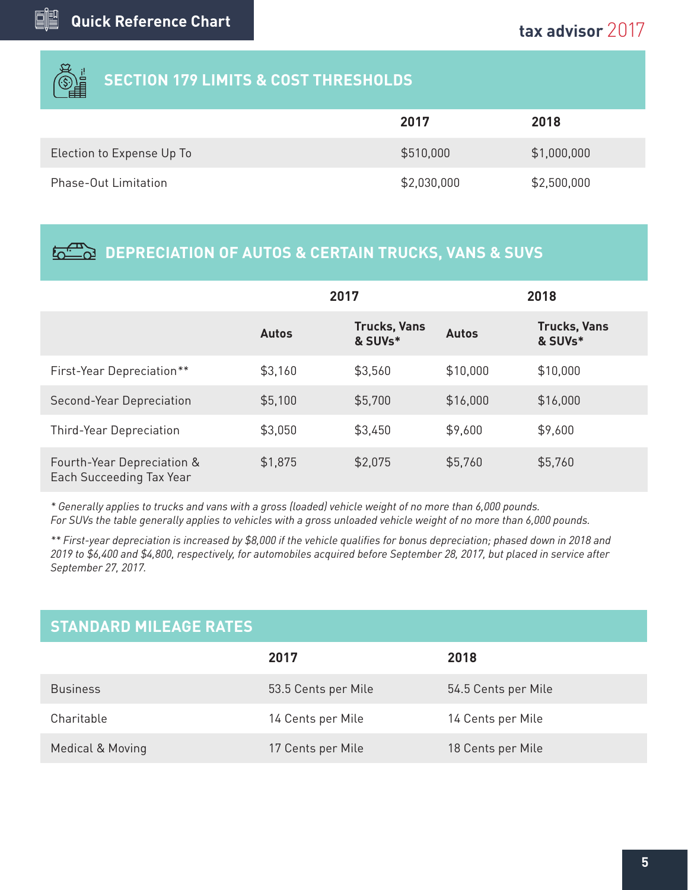## Quick Reference Chart

## SECTION 179 LIMITS & COST THRESHOLDS

| | 2017 | 2018 |
|---|---|---|
| Election to Expense Up To | $510,000 | $1,000,000 |
| Phase-Out Limitation | $2,030,000 | $2,500,000 |

## DEPRECIATION OF AUTOS & CERTAIN TRUCKS, VANS & SUVS

| | 2017 | | 2018 | |
|---|---|---|---|---|
| | Autos | Trucks, Vans & SUVs* | Autos | Trucks, Vans & SUVs* |
| First-Year Depreciation** | $3,160 | $3,560 | $10,000 | $10,000 |
| Second-Year Depreciation | $5,100 | $5,700 | $16,000 | $16,000 |
| Third-Year Depreciation | $3,050 | $3,450 | $9,600 | $9,600 |
| Fourth-Year Depreciation & Each Succeeding Tax Year | $1,875 | $2,075 | $5,760 | $5,760 |

*\* Generally applies to trucks and vans with a gross (loaded) vehicle weight of no more than 6,000 pounds. For SUVs the table generally applies to vehicles with a gross unloaded vehicle weight of no more than 6,000 pounds.*

*\*\* First-year depreciation is increased by $8,000 if the vehicle qualifies for bonus depreciation; phased down in 2018 and 2019 to $6,400 and $4,800, respectively, for automobiles acquired before September 28, 2017, but placed in service after September 27, 2017.*

## STANDARD MILEAGE RATES

| | 2017 | 2018 |
|---|---|---|
| Business | 53.5 Cents per Mile | 54.5 Cents per Mile |
| Charitable | 14 Cents per Mile | 14 Cents per Mile |
| Medical & Moving | 17 Cents per Mile | 18 Cents per Mile |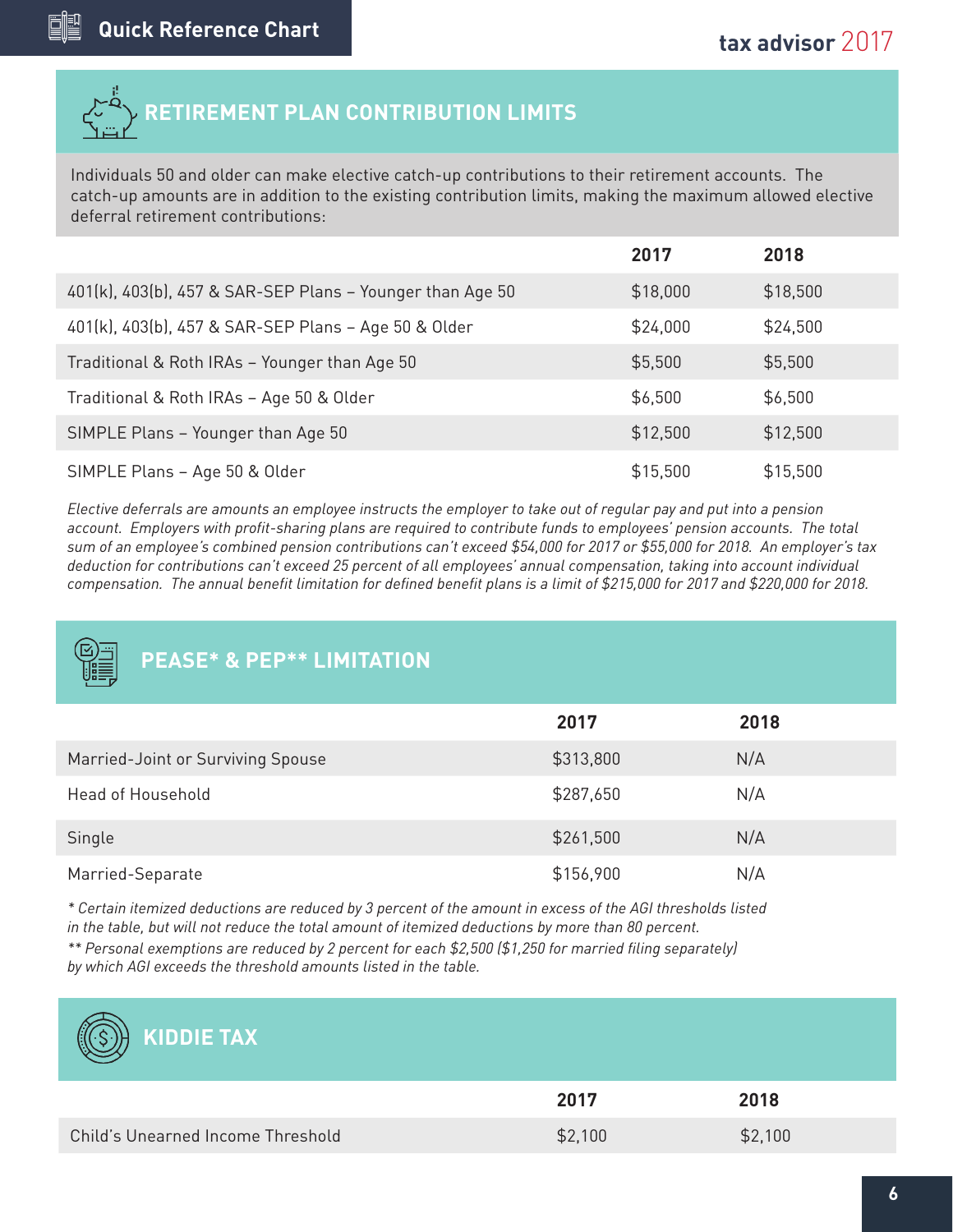## RETIREMENT PLAN CONTRIBUTION LIMITS

Individuals 50 and older can make elective catch-up contributions to their retirement accounts. The catch-up amounts are in addition to the existing contribution limits, making the maximum allowed elective deferral retirement contributions:

| | 2017 | 2018 |
|---|---|---|
| 401(k), 403(b), 457 & SAR-SEP Plans – Younger than Age 50 | $18,000 | $18,500 |
| 401(k), 403(b), 457 & SAR-SEP Plans – Age 50 & Older | $24,000 | $24,500 |
| Traditional & Roth IRAs – Younger than Age 50 | $5,500 | $5,500 |
| Traditional & Roth IRAs – Age 50 & Older | $6,500 | $6,500 |
| SIMPLE Plans – Younger than Age 50 | $12,500 | $12,500 |
| SIMPLE Plans – Age 50 & Older | $15,500 | $15,500 |

*Elective deferrals are amounts an employee instructs the employer to take out of regular pay and put into a pension account. Employers with profit-sharing plans are required to contribute funds to employees' pension accounts. The total sum of an employee's combined pension contributions can't exceed $54,000 for 2017 or $55,000 for 2018. An employer's tax deduction for contributions can't exceed 25 percent of all employees' annual compensation, taking into account individual compensation. The annual benefit limitation for defined benefit plans is a limit of $215,000 for 2017 and $220,000 for 2018.*

## PEASE* & PEP** LIMITATION

| | 2017 | 2018 |
|---|---|---|
| Married-Joint or Surviving Spouse | $313,800 | N/A |
| Head of Household | $287,650 | N/A |
| Single | $261,500 | N/A |
| Married-Separate | $156,900 | N/A |

*\* Certain itemized deductions are reduced by 3 percent of the amount in excess of the AGI thresholds listed in the table, but will not reduce the total amount of itemized deductions by more than 80 percent.*

*\*\* Personal exemptions are reduced by 2 percent for each $2,500 ($1,250 for married filing separately) by which AGI exceeds the threshold amounts listed in the table.*

## KIDDIE TAX

| | 2017 | 2018 |
|---|---|---|
| Child's Unearned Income Threshold | $2,100 | $2,100 |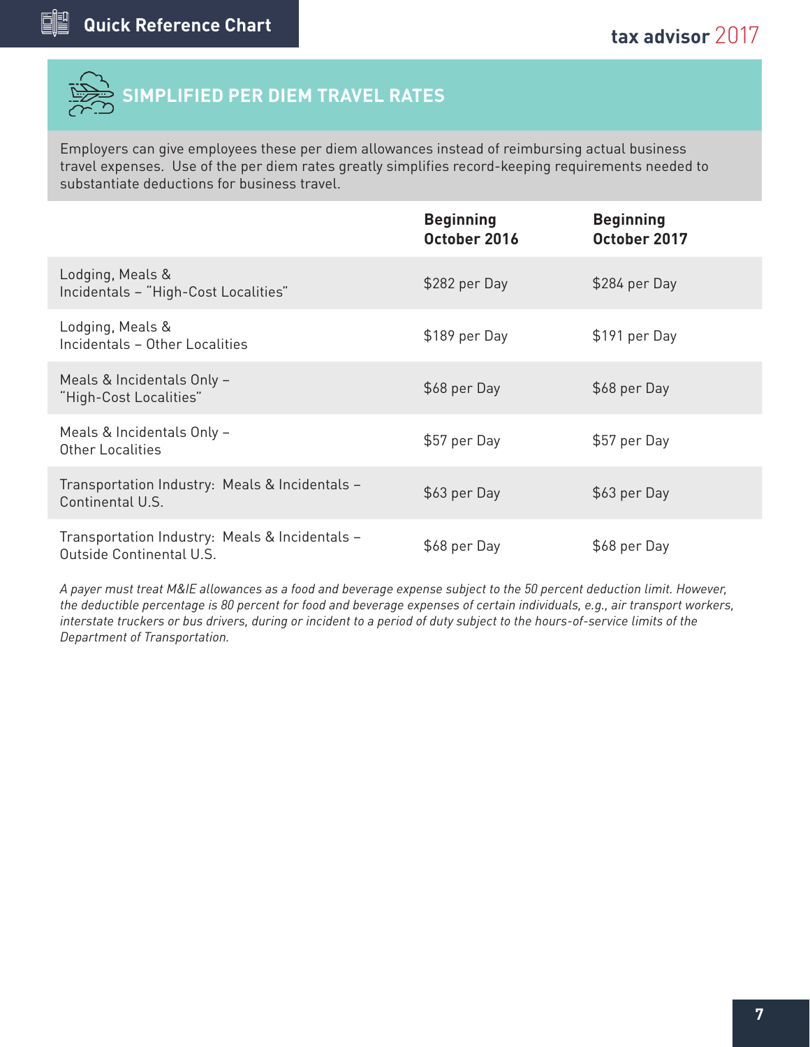## SIMPLIFIED PER DIEM TRAVEL RATES

Employers can give employees these per diem allowances instead of reimbursing actual business travel expenses.  Use of the per diem rates greatly simplifies record-keeping requirements needed to substantiate deductions for business travel.

| | **Beginning October 2016** | **Beginning October 2017** |
|---|---|---|
| Lodging, Meals & Incidentals – "High-Cost Localities" | $282 per Day | $284 per Day |
| Lodging, Meals & Incidentals – Other Localities | $189 per Day | $191 per Day |
| Meals & Incidentals Only – "High-Cost Localities" | $68 per Day | $68 per Day |
| Meals & Incidentals Only – Other Localities | $57 per Day | $57 per Day |
| Transportation Industry:  Meals & Incidentals – Continental U.S. | $63 per Day | $63 per Day |
| Transportation Industry:  Meals & Incidentals – Outside Continental U.S. | $68 per Day | $68 per Day |

*A payer must treat M&IE allowances as a food and beverage expense subject to the 50 percent deduction limit. However, the deductible percentage is 80 percent for food and beverage expenses of certain individuals, e.g., air transport workers, interstate truckers or bus drivers, during or incident to a period of duty subject to the hours-of-service limits of the Department of Transportation.*